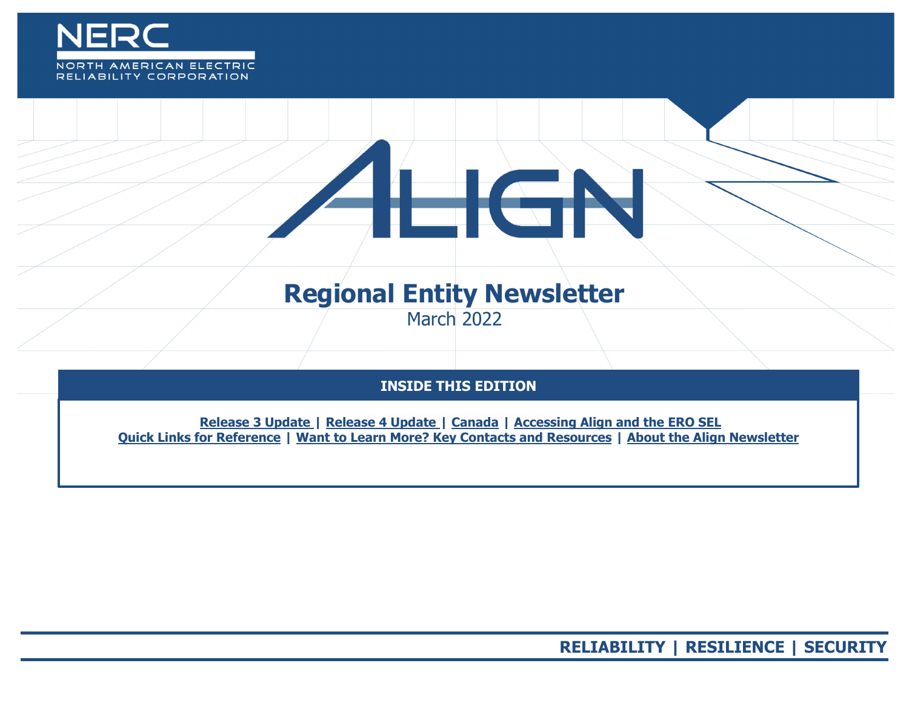NERC

NORTH AMERICAN ELECTRIC RELIABILITY CORPORATION

# ALIGN

## Regional Entity Newsletter

March 2022

### INSIDE THIS EDITION

**Release 3 Update** | **Release 4 Update** | **Canada** | **Accessing Align and the ERO SEL**
**Quick Links for Reference** | **Want to Learn More? Key Contacts and Resources** | **About the Align Newsletter**

**RELIABILITY | RESILIENCE | SECURITY**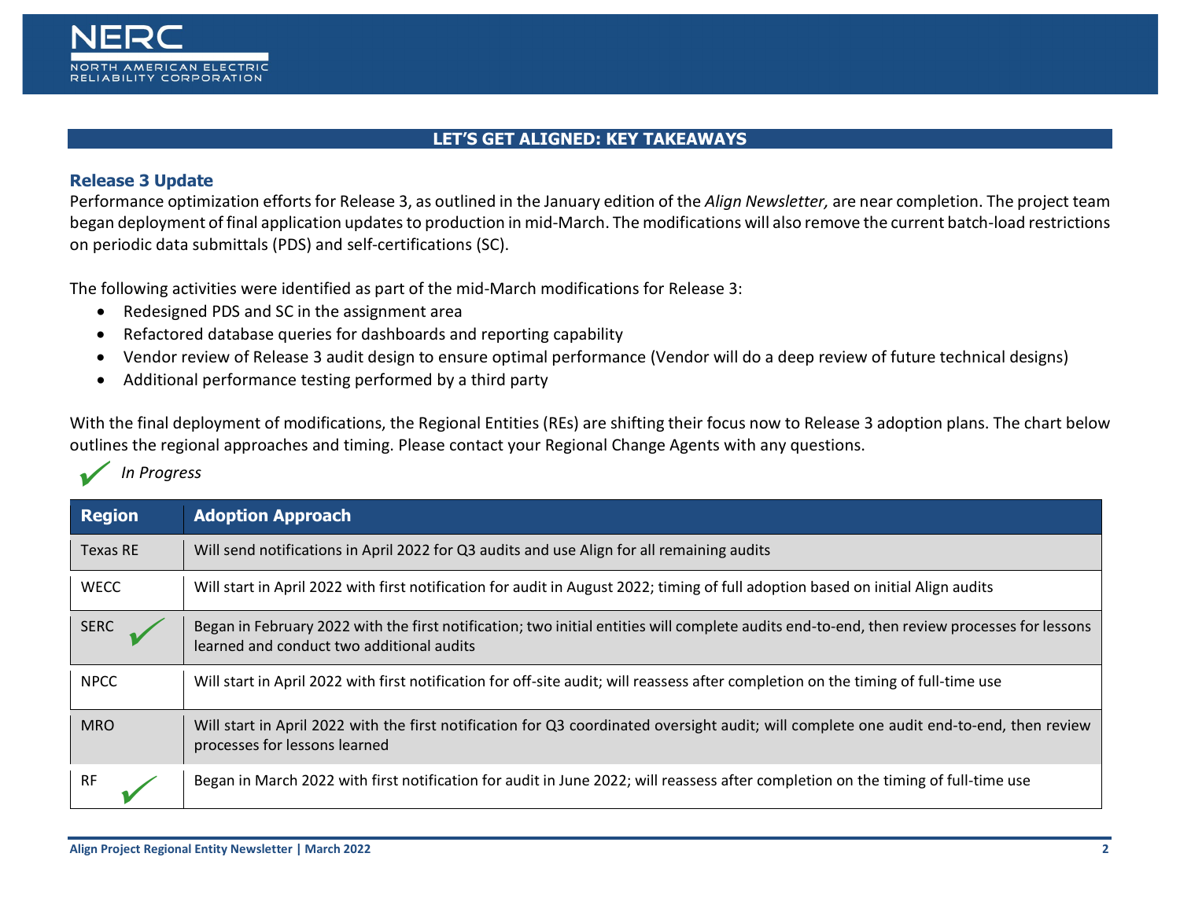## LET'S GET ALIGNED: KEY TAKEAWAYS

### Release 3 Update

Performance optimization efforts for Release 3, as outlined in the January edition of the *Align Newsletter,* are near completion. The project team began deployment of final application updates to production in mid-March. The modifications will also remove the current batch-load restrictions on periodic data submittals (PDS) and self-certifications (SC).

The following activities were identified as part of the mid-March modifications for Release 3:

- Redesigned PDS and SC in the assignment area
- Refactored database queries for dashboards and reporting capability
- Vendor review of Release 3 audit design to ensure optimal performance (Vendor will do a deep review of future technical designs)
- Additional performance testing performed by a third party

With the final deployment of modifications, the Regional Entities (REs) are shifting their focus now to Release 3 adoption plans. The chart below outlines the regional approaches and timing. Please contact your Regional Change Agents with any questions.

✓ *In Progress*

| Region | Adoption Approach |
|---|---|
| Texas RE | Will send notifications in April 2022 for Q3 audits and use Align for all remaining audits |
| WECC | Will start in April 2022 with first notification for audit in August 2022; timing of full adoption based on initial Align audits |
| SERC ✓ | Began in February 2022 with the first notification; two initial entities will complete audits end-to-end, then review processes for lessons learned and conduct two additional audits |
| NPCC | Will start in April 2022 with first notification for off-site audit; will reassess after completion on the timing of full-time use |
| MRO | Will start in April 2022 with the first notification for Q3 coordinated oversight audit; will complete one audit end-to-end, then review processes for lessons learned |
| RF ✓ | Began in March 2022 with first notification for audit in June 2022; will reassess after completion on the timing of full-time use |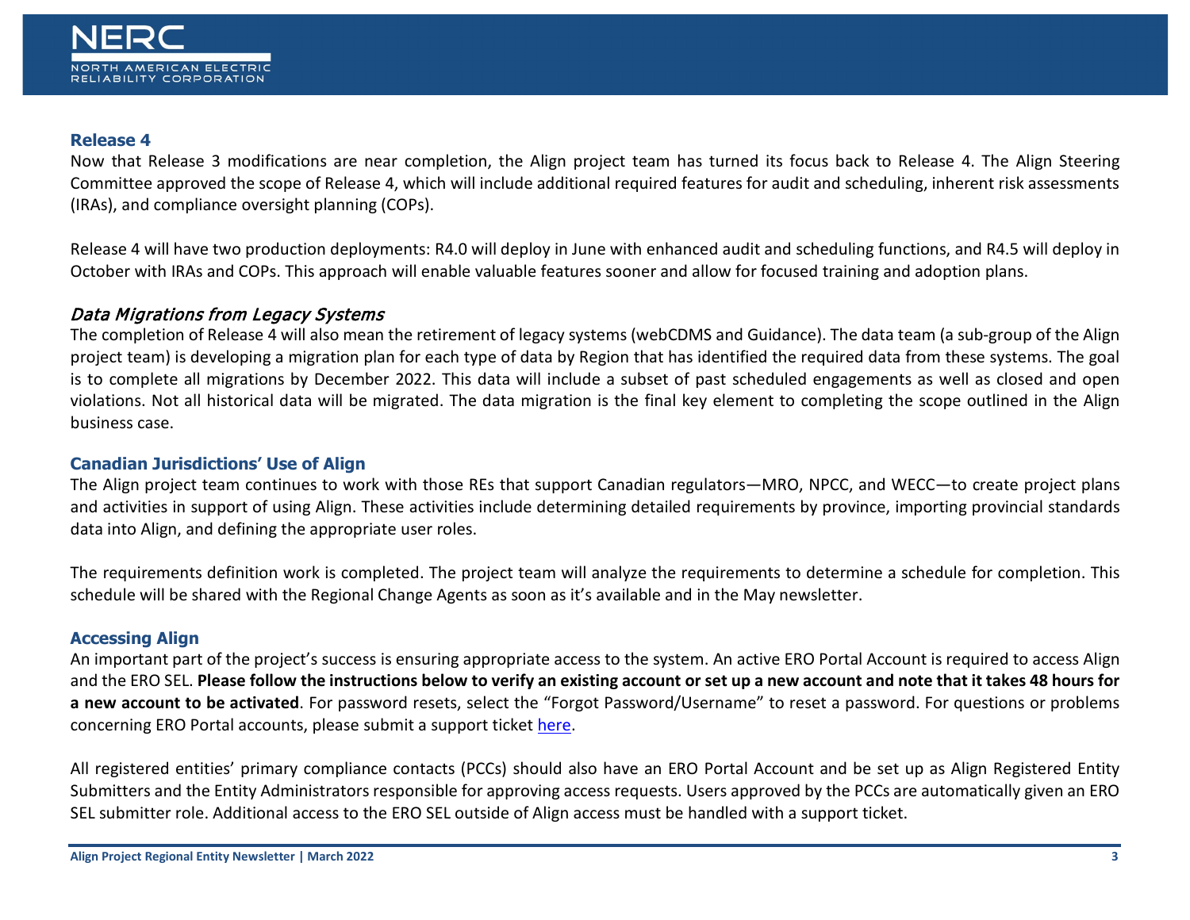## Release 4

Now that Release 3 modifications are near completion, the Align project team has turned its focus back to Release 4. The Align Steering Committee approved the scope of Release 4, which will include additional required features for audit and scheduling, inherent risk assessments (IRAs), and compliance oversight planning (COPs).

Release 4 will have two production deployments: R4.0 will deploy in June with enhanced audit and scheduling functions, and R4.5 will deploy in October with IRAs and COPs. This approach will enable valuable features sooner and allow for focused training and adoption plans.

### *Data Migrations from Legacy Systems*

The completion of Release 4 will also mean the retirement of legacy systems (webCDMS and Guidance). The data team (a sub-group of the Align project team) is developing a migration plan for each type of data by Region that has identified the required data from these systems. The goal is to complete all migrations by December 2022. This data will include a subset of past scheduled engagements as well as closed and open violations. Not all historical data will be migrated. The data migration is the final key element to completing the scope outlined in the Align business case.

## Canadian Jurisdictions' Use of Align

The Align project team continues to work with those REs that support Canadian regulators—MRO, NPCC, and WECC—to create project plans and activities in support of using Align. These activities include determining detailed requirements by province, importing provincial standards data into Align, and defining the appropriate user roles.

The requirements definition work is completed. The project team will analyze the requirements to determine a schedule for completion. This schedule will be shared with the Regional Change Agents as soon as it's available and in the May newsletter.

## Accessing Align

An important part of the project's success is ensuring appropriate access to the system. An active ERO Portal Account is required to access Align and the ERO SEL. **Please follow the instructions below to verify an existing account or set up a new account and note that it takes 48 hours for a new account to be activated**. For password resets, select the "Forgot Password/Username" to reset a password. For questions or problems concerning ERO Portal accounts, please submit a support ticket here.

All registered entities' primary compliance contacts (PCCs) should also have an ERO Portal Account and be set up as Align Registered Entity Submitters and the Entity Administrators responsible for approving access requests. Users approved by the PCCs are automatically given an ERO SEL submitter role. Additional access to the ERO SEL outside of Align access must be handled with a support ticket.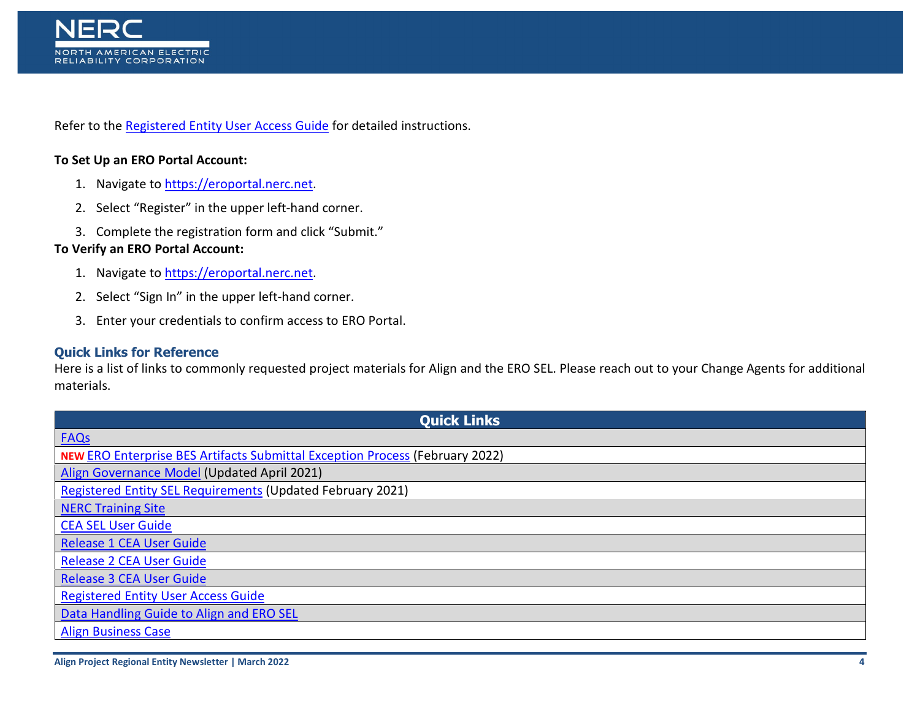Refer to the Registered Entity User Access Guide for detailed instructions.

**To Set Up an ERO Portal Account:**

1. Navigate to https://eroportal.nerc.net.
2. Select "Register" in the upper left-hand corner.
3. Complete the registration form and click "Submit."

**To Verify an ERO Portal Account:**

1. Navigate to https://eroportal.nerc.net.
2. Select "Sign In" in the upper left-hand corner.
3. Enter your credentials to confirm access to ERO Portal.

## Quick Links for Reference

Here is a list of links to commonly requested project materials for Align and the ERO SEL. Please reach out to your Change Agents for additional materials.

| Quick Links |
|---|
| FAQs |
| **NEW** ERO Enterprise BES Artifacts Submittal Exception Process (February 2022) |
| Align Governance Model (Updated April 2021) |
| Registered Entity SEL Requirements (Updated February 2021) |
| NERC Training Site |
| CEA SEL User Guide |
| Release 1 CEA User Guide |
| Release 2 CEA User Guide |
| Release 3 CEA User Guide |
| Registered Entity User Access Guide |
| Data Handling Guide to Align and ERO SEL |
| Align Business Case |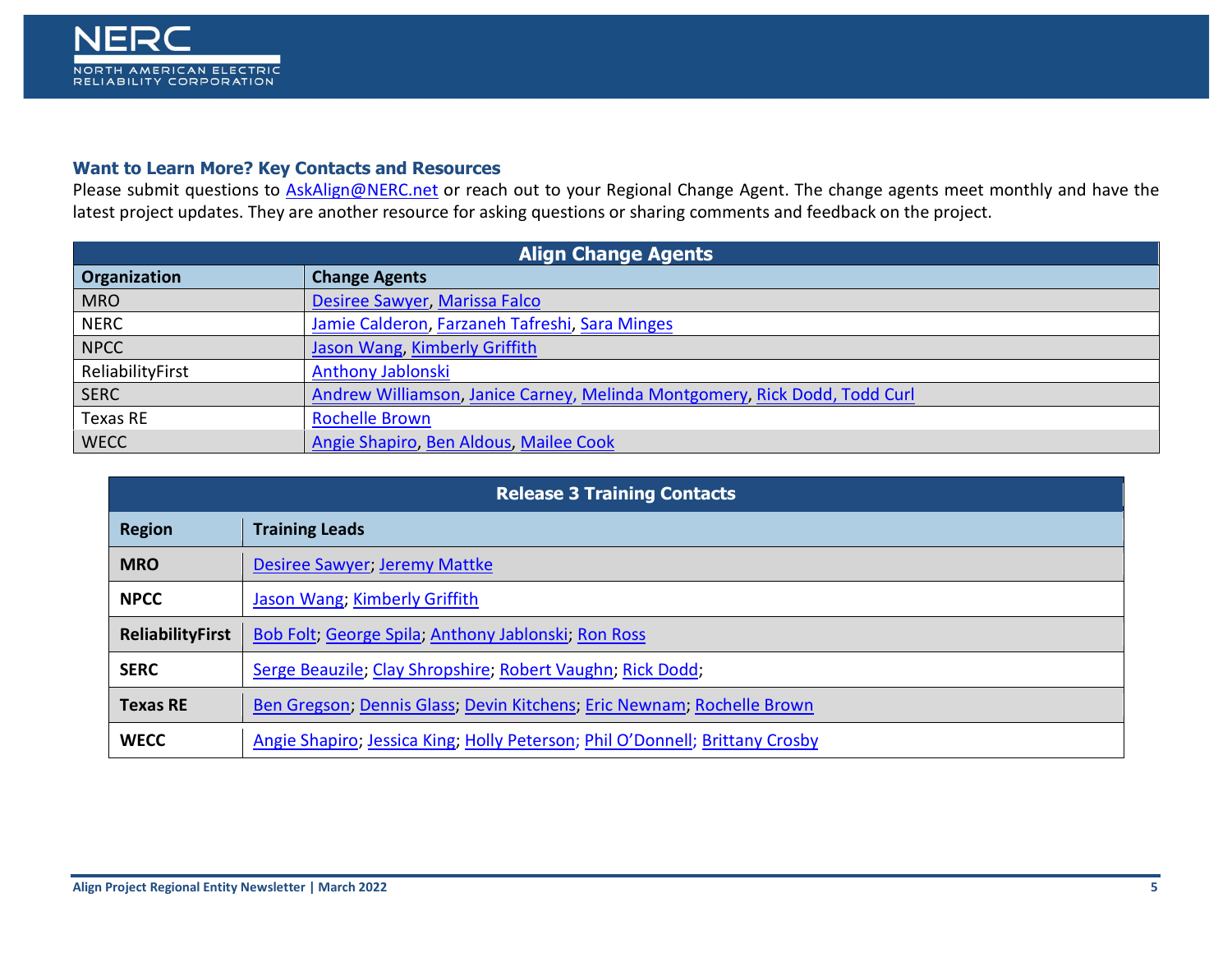### Want to Learn More? Key Contacts and Resources

Please submit questions to AskAlign@NERC.net or reach out to your Regional Change Agent. The change agents meet monthly and have the latest project updates. They are another resource for asking questions or sharing comments and feedback on the project.

| Align Change Agents | |
|---|---|
| **Organization** | **Change Agents** |
| MRO | Desiree Sawyer, Marissa Falco |
| NERC | Jamie Calderon, Farzaneh Tafreshi, Sara Minges |
| NPCC | Jason Wang, Kimberly Griffith |
| ReliabilityFirst | Anthony Jablonski |
| SERC | Andrew Williamson, Janice Carney, Melinda Montgomery, Rick Dodd, Todd Curl |
| Texas RE | Rochelle Brown |
| WECC | Angie Shapiro, Ben Aldous, Mailee Cook |

| Release 3 Training Contacts | |
|---|---|
| **Region** | **Training Leads** |
| **MRO** | Desiree Sawyer; Jeremy Mattke |
| **NPCC** | Jason Wang; Kimberly Griffith |
| **ReliabilityFirst** | Bob Folt; George Spila; Anthony Jablonski; Ron Ross |
| **SERC** | Serge Beauzile; Clay Shropshire; Robert Vaughn; Rick Dodd; |
| **Texas RE** | Ben Gregson; Dennis Glass; Devin Kitchens; Eric Newnam; Rochelle Brown |
| **WECC** | Angie Shapiro; Jessica King; Holly Peterson; Phil O'Donnell; Brittany Crosby |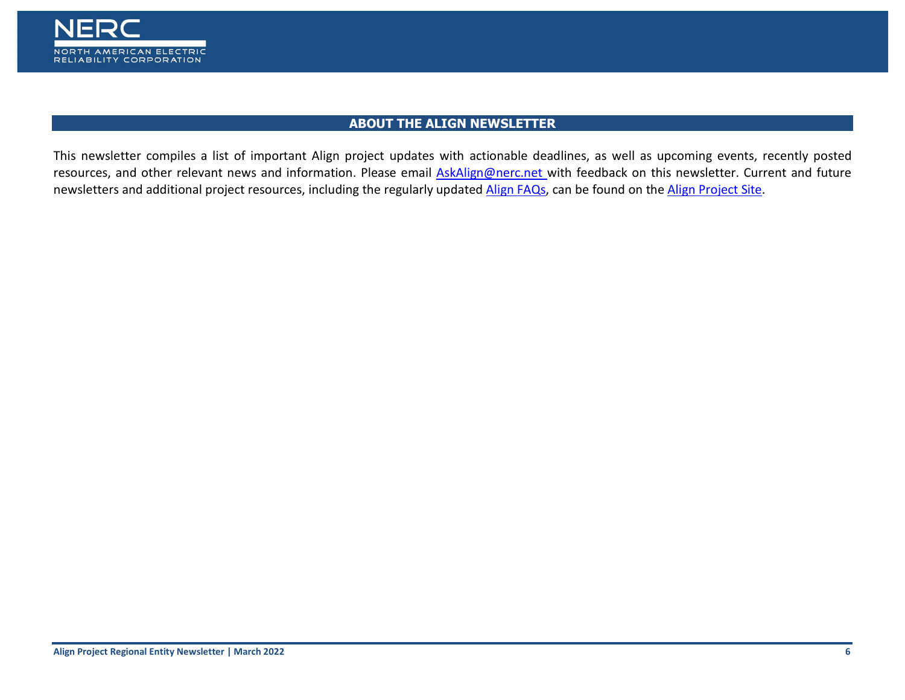## ABOUT THE ALIGN NEWSLETTER

This newsletter compiles a list of important Align project updates with actionable deadlines, as well as upcoming events, recently posted resources, and other relevant news and information. Please email AskAlign@nerc.net with feedback on this newsletter. Current and future newsletters and additional project resources, including the regularly updated Align FAQs, can be found on the Align Project Site.